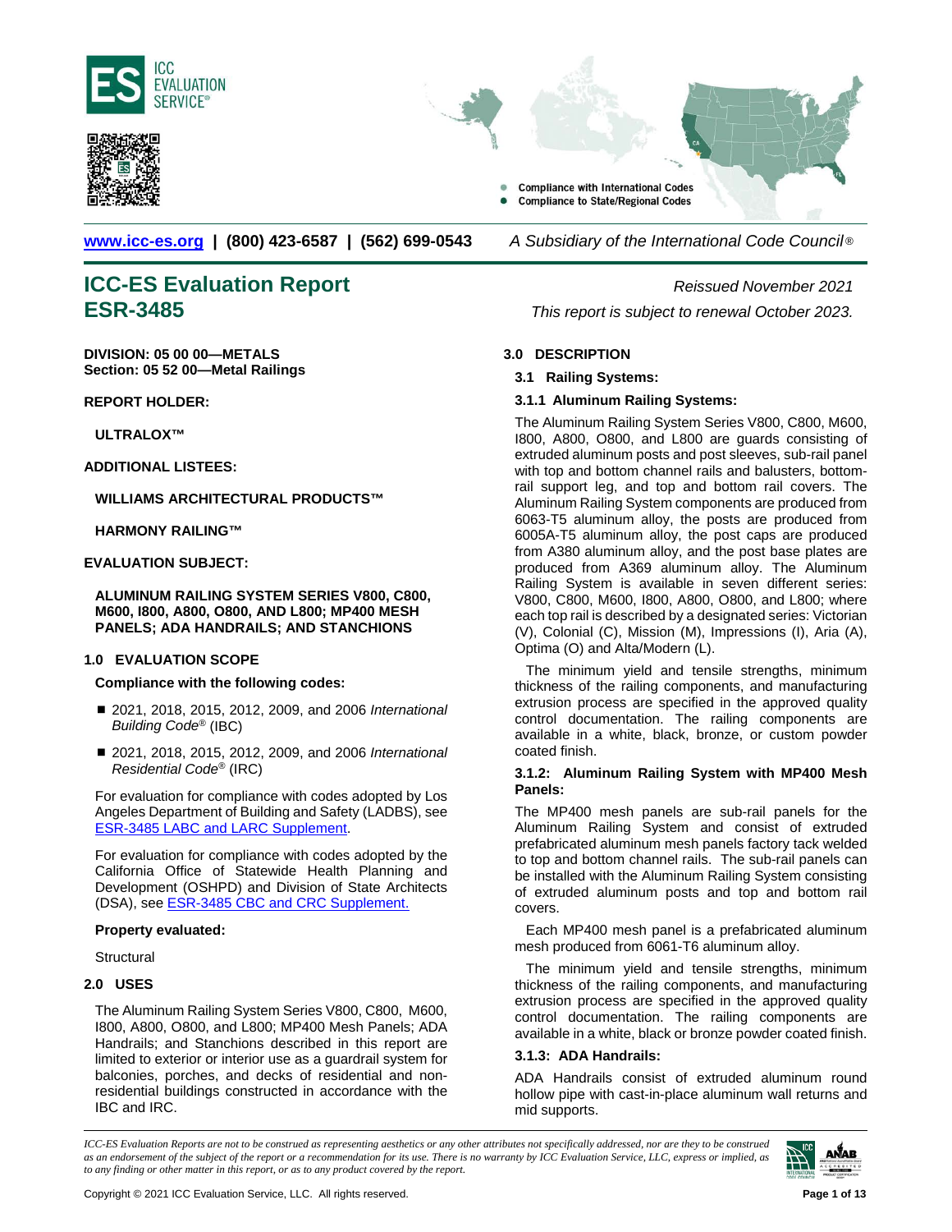www.icc-es.org | (800) 423-6587 | (562) 699-0543 *A Subsidiary of the International Code Council®*

# ICC-ES Evaluation Report ESR-3485

*Reissued November 2021*

*This report is subject to renewal October 2023.*

**DIVISION: 05 00 00—METALS**
**Section: 05 52 00—Metal Railings**

**REPORT HOLDER:**

**ULTRALOX™**

**ADDITIONAL LISTEES:**

**WILLIAMS ARCHITECTURAL PRODUCTS™**

**HARMONY RAILING™**

**EVALUATION SUBJECT:**

**ALUMINUM RAILING SYSTEM SERIES V800, C800, M600, I800, A800, O800, AND L800; MP400 MESH PANELS; ADA HANDRAILS; AND STANCHIONS**

## 1.0 EVALUATION SCOPE

**Compliance with the following codes:**

- 2021, 2018, 2015, 2012, 2009, and 2006 *International Building Code®* (IBC)
- 2021, 2018, 2015, 2012, 2009, and 2006 *International Residential Code®* (IRC)

For evaluation for compliance with codes adopted by Los Angeles Department of Building and Safety (LADBS), see ESR-3485 LABC and LARC Supplement.

For evaluation for compliance with codes adopted by the California Office of Statewide Health Planning and Development (OSHPD) and Division of State Architects (DSA), see ESR-3485 CBC and CRC Supplement.

**Property evaluated:**

Structural

## 2.0 USES

The Aluminum Railing System Series V800, C800, M600, I800, A800, O800, and L800; MP400 Mesh Panels; ADA Handrails; and Stanchions described in this report are limited to exterior or interior use as a guardrail system for balconies, porches, and decks of residential and non-residential buildings constructed in accordance with the IBC and IRC.

## 3.0 DESCRIPTION

### 3.1 Railing Systems:

#### 3.1.1 Aluminum Railing Systems:

The Aluminum Railing System Series V800, C800, M600, I800, A800, O800, and L800 are guards consisting of extruded aluminum posts and post sleeves, sub-rail panel with top and bottom channel rails and balusters, bottom-rail support leg, and top and bottom rail covers. The Aluminum Railing System components are produced from 6063-T5 aluminum alloy, the posts are produced from 6005A-T5 aluminum alloy, the post caps are produced from A380 aluminum alloy, and the post base plates are produced from A369 aluminum alloy. The Aluminum Railing System is available in seven different series: V800, C800, M600, I800, A800, O800, and L800; where each top rail is described by a designated series: Victorian (V), Colonial (C), Mission (M), Impressions (I), Aria (A), Optima (O) and Alta/Modern (L).

The minimum yield and tensile strengths, minimum thickness of the railing components, and manufacturing extrusion process are specified in the approved quality control documentation. The railing components are available in a white, black, bronze, or custom powder coated finish.

#### 3.1.2: Aluminum Railing System with MP400 Mesh Panels:

The MP400 mesh panels are sub-rail panels for the Aluminum Railing System and consist of extruded prefabricated aluminum mesh panels factory tack welded to top and bottom channel rails. The sub-rail panels can be installed with the Aluminum Railing System consisting of extruded aluminum posts and top and bottom rail covers.

Each MP400 mesh panel is a prefabricated aluminum mesh produced from 6061-T6 aluminum alloy.

The minimum yield and tensile strengths, minimum thickness of the railing components, and manufacturing extrusion process are specified in the approved quality control documentation. The railing components are available in a white, black or bronze powder coated finish.

#### 3.1.3: ADA Handrails:

ADA Handrails consist of extruded aluminum round hollow pipe with cast-in-place aluminum wall returns and mid supports.

*ICC-ES Evaluation Reports are not to be construed as representing aesthetics or any other attributes not specifically addressed, nor are they to be construed as an endorsement of the subject of the report or a recommendation for its use. There is no warranty by ICC Evaluation Service, LLC, express or implied, as to any finding or other matter in this report, or as to any product covered by the report.*

Copyright © 2021 ICC Evaluation Service, LLC. All rights reserved.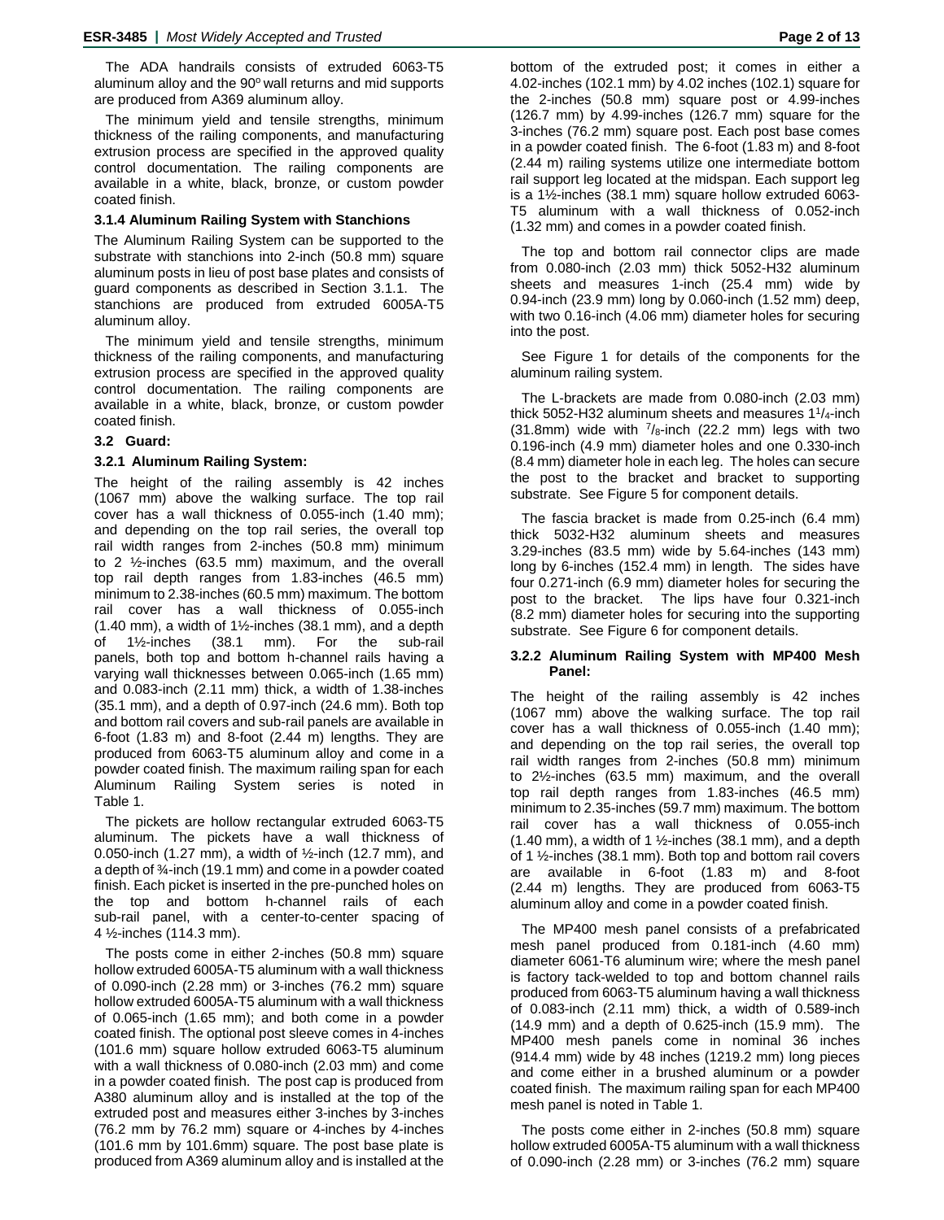The ADA handrails consists of extruded 6063-T5 aluminum alloy and the 90º wall returns and mid supports are produced from A369 aluminum alloy.

The minimum yield and tensile strengths, minimum thickness of the railing components, and manufacturing extrusion process are specified in the approved quality control documentation. The railing components are available in a white, black, bronze, or custom powder coated finish.

#### 3.1.4 Aluminum Railing System with Stanchions

The Aluminum Railing System can be supported to the substrate with stanchions into 2-inch (50.8 mm) square aluminum posts in lieu of post base plates and consists of guard components as described in Section 3.1.1. The stanchions are produced from extruded 6005A-T5 aluminum alloy.

The minimum yield and tensile strengths, minimum thickness of the railing components, and manufacturing extrusion process are specified in the approved quality control documentation. The railing components are available in a white, black, bronze, or custom powder coated finish.

### 3.2 Guard:

#### 3.2.1 Aluminum Railing System:

The height of the railing assembly is 42 inches (1067 mm) above the walking surface. The top rail cover has a wall thickness of 0.055-inch (1.40 mm); and depending on the top rail series, the overall top rail width ranges from 2-inches (50.8 mm) minimum to 2 ½-inches (63.5 mm) maximum, and the overall top rail depth ranges from 1.83-inches (46.5 mm) minimum to 2.38-inches (60.5 mm) maximum. The bottom rail cover has a wall thickness of 0.055-inch (1.40 mm), a width of 1½-inches (38.1 mm), and a depth of 1½-inches (38.1 mm). For the sub-rail panels, both top and bottom h-channel rails having a varying wall thicknesses between 0.065-inch (1.65 mm) and 0.083-inch (2.11 mm) thick, a width of 1.38-inches (35.1 mm), and a depth of 0.97-inch (24.6 mm). Both top and bottom rail covers and sub-rail panels are available in 6-foot (1.83 m) and 8-foot (2.44 m) lengths. They are produced from 6063-T5 aluminum alloy and come in a powder coated finish. The maximum railing span for each Aluminum Railing System series is noted in Table 1.

The pickets are hollow rectangular extruded 6063-T5 aluminum. The pickets have a wall thickness of 0.050-inch (1.27 mm), a width of ½-inch (12.7 mm), and a depth of ¾-inch (19.1 mm) and come in a powder coated finish. Each picket is inserted in the pre-punched holes on the top and bottom h-channel rails of each sub-rail panel, with a center-to-center spacing of 4 ½-inches (114.3 mm).

The posts come in either 2-inches (50.8 mm) square hollow extruded 6005A-T5 aluminum with a wall thickness of 0.090-inch (2.28 mm) or 3-inches (76.2 mm) square hollow extruded 6005A-T5 aluminum with a wall thickness of 0.065-inch (1.65 mm); and both come in a powder coated finish. The optional post sleeve comes in 4-inches (101.6 mm) square hollow extruded 6063-T5 aluminum with a wall thickness of 0.080-inch (2.03 mm) and come in a powder coated finish. The post cap is produced from A380 aluminum alloy and is installed at the top of the extruded post and measures either 3-inches by 3-inches (76.2 mm by 76.2 mm) square or 4-inches by 4-inches (101.6 mm by 101.6mm) square. The post base plate is produced from A369 aluminum alloy and is installed at the bottom of the extruded post; it comes in either a 4.02-inches (102.1 mm) by 4.02 inches (102.1) square for the 2-inches (50.8 mm) square post or 4.99-inches (126.7 mm) by 4.99-inches (126.7 mm) square for the 3-inches (76.2 mm) square post. Each post base comes in a powder coated finish. The 6-foot (1.83 m) and 8-foot (2.44 m) railing systems utilize one intermediate bottom rail support leg located at the midspan. Each support leg is a 1½-inches (38.1 mm) square hollow extruded 6063-T5 aluminum with a wall thickness of 0.052-inch (1.32 mm) and comes in a powder coated finish.

The top and bottom rail connector clips are made from 0.080-inch (2.03 mm) thick 5052-H32 aluminum sheets and measures 1-inch (25.4 mm) wide by 0.94-inch (23.9 mm) long by 0.060-inch (1.52 mm) deep, with two 0.16-inch (4.06 mm) diameter holes for securing into the post.

See Figure 1 for details of the components for the aluminum railing system.

The L-brackets are made from 0.080-inch (2.03 mm) thick 5052-H32 aluminum sheets and measures 1¼-inch (31.8mm) wide with ⅞-inch (22.2 mm) legs with two 0.196-inch (4.9 mm) diameter holes and one 0.330-inch (8.4 mm) diameter hole in each leg. The holes can secure the post to the bracket and bracket to supporting substrate. See Figure 5 for component details.

The fascia bracket is made from 0.25-inch (6.4 mm) thick 5032-H32 aluminum sheets and measures 3.29-inches (83.5 mm) wide by 5.64-inches (143 mm) long by 6-inches (152.4 mm) in length. The sides have four 0.271-inch (6.9 mm) diameter holes for securing the post to the bracket. The lips have four 0.321-inch (8.2 mm) diameter holes for securing into the supporting substrate. See Figure 6 for component details.

#### 3.2.2 Aluminum Railing System with MP400 Mesh Panel:

The height of the railing assembly is 42 inches (1067 mm) above the walking surface. The top rail cover has a wall thickness of 0.055-inch (1.40 mm); and depending on the top rail series, the overall top rail width ranges from 2-inches (50.8 mm) minimum to 2½-inches (63.5 mm) maximum, and the overall top rail depth ranges from 1.83-inches (46.5 mm) minimum to 2.35-inches (59.7 mm) maximum. The bottom rail cover has a wall thickness of 0.055-inch (1.40 mm), a width of 1 ½-inches (38.1 mm), and a depth of 1 ½-inches (38.1 mm). Both top and bottom rail covers are available in 6-foot (1.83 m) and 8-foot (2.44 m) lengths. They are produced from 6063-T5 aluminum alloy and come in a powder coated finish.

The MP400 mesh panel consists of a prefabricated mesh panel produced from 0.181-inch (4.60 mm) diameter 6061-T6 aluminum wire; where the mesh panel is factory tack-welded to top and bottom channel rails produced from 6063-T5 aluminum having a wall thickness of 0.083-inch (2.11 mm) thick, a width of 0.589-inch (14.9 mm) and a depth of 0.625-inch (15.9 mm). The MP400 mesh panels come in nominal 36 inches (914.4 mm) wide by 48 inches (1219.2 mm) long pieces and come either in a brushed aluminum or a powder coated finish. The maximum railing span for each MP400 mesh panel is noted in Table 1.

The posts come either in 2-inches (50.8 mm) square hollow extruded 6005A-T5 aluminum with a wall thickness of 0.090-inch (2.28 mm) or 3-inches (76.2 mm) square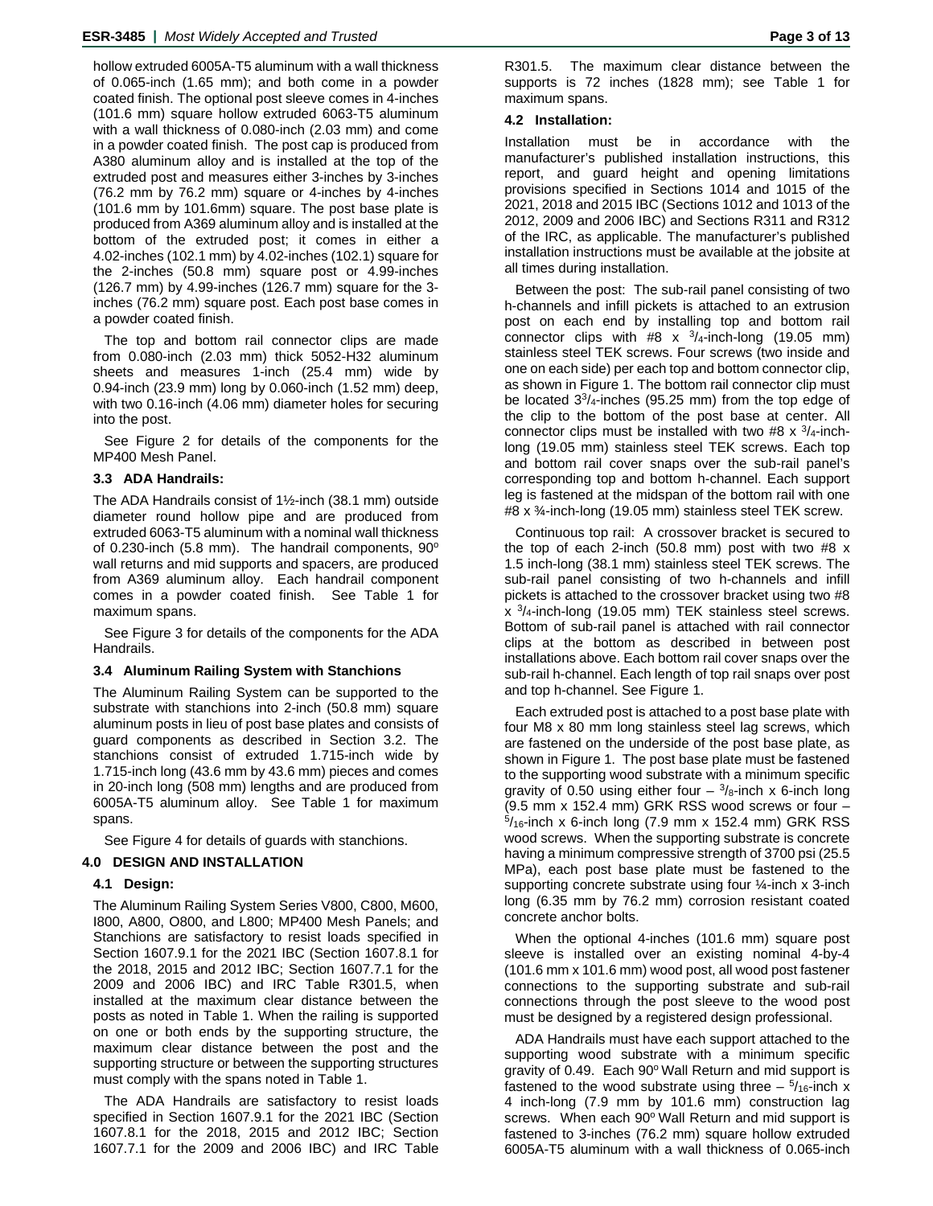hollow extruded 6005A-T5 aluminum with a wall thickness of 0.065-inch (1.65 mm); and both come in a powder coated finish. The optional post sleeve comes in 4-inches (101.6 mm) square hollow extruded 6063-T5 aluminum with a wall thickness of 0.080-inch (2.03 mm) and come in a powder coated finish. The post cap is produced from A380 aluminum alloy and is installed at the top of the extruded post and measures either 3-inches by 3-inches (76.2 mm by 76.2 mm) square or 4-inches by 4-inches (101.6 mm by 101.6mm) square. The post base plate is produced from A369 aluminum alloy and is installed at the bottom of the extruded post; it comes in either a 4.02-inches (102.1 mm) by 4.02-inches (102.1) square for the 2-inches (50.8 mm) square post or 4.99-inches (126.7 mm) by 4.99-inches (126.7 mm) square for the 3-inches (76.2 mm) square post. Each post base comes in a powder coated finish.

The top and bottom rail connector clips are made from 0.080-inch (2.03 mm) thick 5052-H32 aluminum sheets and measures 1-inch (25.4 mm) wide by 0.94-inch (23.9 mm) long by 0.060-inch (1.52 mm) deep, with two 0.16-inch (4.06 mm) diameter holes for securing into the post.

See Figure 2 for details of the components for the MP400 Mesh Panel.

### 3.3 ADA Handrails:

The ADA Handrails consist of 1½-inch (38.1 mm) outside diameter round hollow pipe and are produced from extruded 6063-T5 aluminum with a nominal wall thickness of 0.230-inch (5.8 mm). The handrail components, 90° wall returns and mid supports and spacers, are produced from A369 aluminum alloy. Each handrail component comes in a powder coated finish. See Table 1 for maximum spans.

See Figure 3 for details of the components for the ADA Handrails.

### 3.4 Aluminum Railing System with Stanchions

The Aluminum Railing System can be supported to the substrate with stanchions into 2-inch (50.8 mm) square aluminum posts in lieu of post base plates and consists of guard components as described in Section 3.2. The stanchions consist of extruded 1.715-inch wide by 1.715-inch long (43.6 mm by 43.6 mm) pieces and comes in 20-inch long (508 mm) lengths and are produced from 6005A-T5 aluminum alloy. See Table 1 for maximum spans.

See Figure 4 for details of guards with stanchions.

## 4.0 DESIGN AND INSTALLATION

### 4.1 Design:

The Aluminum Railing System Series V800, C800, M600, I800, A800, O800, and L800; MP400 Mesh Panels; and Stanchions are satisfactory to resist loads specified in Section 1607.9.1 for the 2021 IBC (Section 1607.8.1 for the 2018, 2015 and 2012 IBC; Section 1607.7.1 for the 2009 and 2006 IBC) and IRC Table R301.5, when installed at the maximum clear distance between the posts as noted in Table 1. When the railing is supported on one or both ends by the supporting structure, the maximum clear distance between the post and the supporting structure or between the supporting structures must comply with the spans noted in Table 1.

The ADA Handrails are satisfactory to resist loads specified in Section 1607.9.1 for the 2021 IBC (Section 1607.8.1 for the 2018, 2015 and 2012 IBC; Section 1607.7.1 for the 2009 and 2006 IBC) and IRC Table R301.5. The maximum clear distance between the supports is 72 inches (1828 mm); see Table 1 for maximum spans.

### 4.2 Installation:

Installation must be in accordance with the manufacturer's published installation instructions, this report, and guard height and opening limitations provisions specified in Sections 1014 and 1015 of the 2021, 2018 and 2015 IBC (Sections 1012 and 1013 of the 2012, 2009 and 2006 IBC) and Sections R311 and R312 of the IRC, as applicable. The manufacturer's published installation instructions must be available at the jobsite at all times during installation.

Between the post: The sub-rail panel consisting of two h-channels and infill pickets is attached to an extrusion post on each end by installing top and bottom rail connector clips with #8 x $^{3}/_{4}$-inch-long (19.05 mm) stainless steel TEK screws. Four screws (two inside and one on each side) per each top and bottom connector clip, as shown in Figure 1. The bottom rail connector clip must be located $3^{3}/_{4}$-inches (95.25 mm) from the top edge of the clip to the bottom of the post base at center. All connector clips must be installed with two #8 x $^{3}/_{4}$-inch-long (19.05 mm) stainless steel TEK screws. Each top and bottom rail cover snaps over the sub-rail panel's corresponding top and bottom h-channel. Each support leg is fastened at the midspan of the bottom rail with one #8 x ¾-inch-long (19.05 mm) stainless steel TEK screw.

Continuous top rail: A crossover bracket is secured to the top of each 2-inch (50.8 mm) post with two #8 x 1.5 inch-long (38.1 mm) stainless steel TEK screws. The sub-rail panel consisting of two h-channels and infill pickets is attached to the crossover bracket using two #8 x $^{3}/_{4}$-inch-long (19.05 mm) TEK stainless steel screws. Bottom of sub-rail panel is attached with rail connector clips at the bottom as described in between post installations above. Each bottom rail cover snaps over the sub-rail h-channel. Each length of top rail snaps over post and top h-channel. See Figure 1.

Each extruded post is attached to a post base plate with four M8 x 80 mm long stainless steel lag screws, which are fastened on the underside of the post base plate, as shown in Figure 1. The post base plate must be fastened to the supporting wood substrate with a minimum specific gravity of 0.50 using either four – $^{3}/_{8}$-inch x 6-inch long (9.5 mm x 152.4 mm) GRK RSS wood screws or four – $^{5}/_{16}$-inch x 6-inch long (7.9 mm x 152.4 mm) GRK RSS wood screws. When the supporting substrate is concrete having a minimum compressive strength of 3700 psi (25.5 MPa), each post base plate must be fastened to the supporting concrete substrate using four ¼-inch x 3-inch long (6.35 mm by 76.2 mm) corrosion resistant coated concrete anchor bolts.

When the optional 4-inches (101.6 mm) square post sleeve is installed over an existing nominal 4-by-4 (101.6 mm x 101.6 mm) wood post, all wood post fastener connections to the supporting substrate and sub-rail connections through the post sleeve to the wood post must be designed by a registered design professional.

ADA Handrails must have each support attached to the supporting wood substrate with a minimum specific gravity of 0.49. Each 90° Wall Return and mid support is fastened to the wood substrate using three – $^{5}/_{16}$-inch x 4 inch-long (7.9 mm by 101.6 mm) construction lag screws. When each 90° Wall Return and mid support is fastened to 3-inches (76.2 mm) square hollow extruded 6005A-T5 aluminum with a wall thickness of 0.065-inch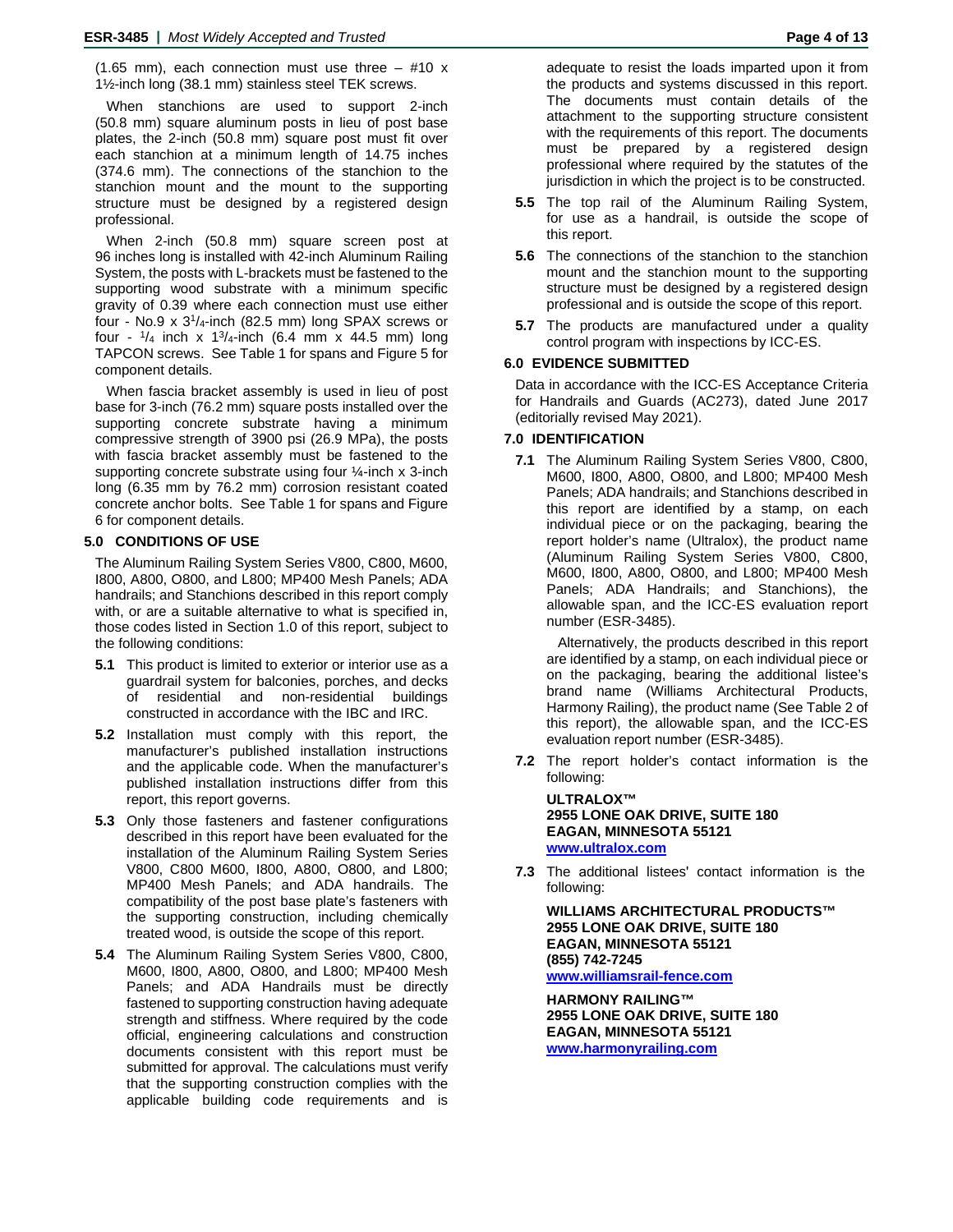(1.65 mm), each connection must use three – #10 x 1½-inch long (38.1 mm) stainless steel TEK screws.

When stanchions are used to support 2-inch (50.8 mm) square aluminum posts in lieu of post base plates, the 2-inch (50.8 mm) square post must fit over each stanchion at a minimum length of 14.75 inches (374.6 mm). The connections of the stanchion to the stanchion mount and the mount to the supporting structure must be designed by a registered design professional.

When 2-inch (50.8 mm) square screen post at 96 inches long is installed with 42-inch Aluminum Railing System, the posts with L-brackets must be fastened to the supporting wood substrate with a minimum specific gravity of 0.39 where each connection must use either four - No.9 x 3¼-inch (82.5 mm) long SPAX screws or four - ¼ inch x 1¾-inch (6.4 mm x 44.5 mm) long TAPCON screws. See Table 1 for spans and Figure 5 for component details.

When fascia bracket assembly is used in lieu of post base for 3-inch (76.2 mm) square posts installed over the supporting concrete substrate having a minimum compressive strength of 3900 psi (26.9 MPa), the posts with fascia bracket assembly must be fastened to the supporting concrete substrate using four ¼-inch x 3-inch long (6.35 mm by 76.2 mm) corrosion resistant coated concrete anchor bolts. See Table 1 for spans and Figure 6 for component details.

## 5.0 CONDITIONS OF USE

The Aluminum Railing System Series V800, C800, M600, I800, A800, O800, and L800; MP400 Mesh Panels; ADA handrails; and Stanchions described in this report comply with, or are a suitable alternative to what is specified in, those codes listed in Section 1.0 of this report, subject to the following conditions:

**5.1** This product is limited to exterior or interior use as a guardrail system for balconies, porches, and decks of residential and non-residential buildings constructed in accordance with the IBC and IRC.

**5.2** Installation must comply with this report, the manufacturer's published installation instructions and the applicable code. When the manufacturer's published installation instructions differ from this report, this report governs.

**5.3** Only those fasteners and fastener configurations described in this report have been evaluated for the installation of the Aluminum Railing System Series V800, C800 M600, I800, A800, O800, and L800; MP400 Mesh Panels; and ADA handrails. The compatibility of the post base plate's fasteners with the supporting construction, including chemically treated wood, is outside the scope of this report.

**5.4** The Aluminum Railing System Series V800, C800, M600, I800, A800, O800, and L800; MP400 Mesh Panels; and ADA Handrails must be directly fastened to supporting construction having adequate strength and stiffness. Where required by the code official, engineering calculations and construction documents consistent with this report must be submitted for approval. The calculations must verify that the supporting construction complies with the applicable building code requirements and is adequate to resist the loads imparted upon it from the products and systems discussed in this report. The documents must contain details of the attachment to the supporting structure consistent with the requirements of this report. The documents must be prepared by a registered design professional where required by the statutes of the jurisdiction in which the project is to be constructed.

**5.5** The top rail of the Aluminum Railing System, for use as a handrail, is outside the scope of this report.

**5.6** The connections of the stanchion to the stanchion mount and the stanchion mount to the supporting structure must be designed by a registered design professional and is outside the scope of this report.

**5.7** The products are manufactured under a quality control program with inspections by ICC-ES.

## 6.0 EVIDENCE SUBMITTED

Data in accordance with the ICC-ES Acceptance Criteria for Handrails and Guards (AC273), dated June 2017 (editorially revised May 2021).

## 7.0 IDENTIFICATION

**7.1** The Aluminum Railing System Series V800, C800, M600, I800, A800, O800, and L800; MP400 Mesh Panels; ADA handrails; and Stanchions described in this report are identified by a stamp, on each individual piece or on the packaging, bearing the report holder's name (Ultralox), the product name (Aluminum Railing System Series V800, C800, M600, I800, A800, O800, and L800; MP400 Mesh Panels; ADA Handrails; and Stanchions), the allowable span, and the ICC-ES evaluation report number (ESR-3485).

Alternatively, the products described in this report are identified by a stamp, on each individual piece or on the packaging, bearing the additional listee's brand name (Williams Architectural Products, Harmony Railing), the product name (See Table 2 of this report), the allowable span, and the ICC-ES evaluation report number (ESR-3485).

**7.2** The report holder's contact information is the following:

**ULTRALOX™**
**2955 LONE OAK DRIVE, SUITE 180**
**EAGAN, MINNESOTA 55121**
**www.ultralox.com**

**7.3** The additional listees' contact information is the following:

**WILLIAMS ARCHITECTURAL PRODUCTS™**
**2955 LONE OAK DRIVE, SUITE 180**
**EAGAN, MINNESOTA 55121**
**(855) 742-7245**
**www.williamsrail-fence.com**

**HARMONY RAILING™**
**2955 LONE OAK DRIVE, SUITE 180**
**EAGAN, MINNESOTA 55121**
**www.harmonyrailing.com**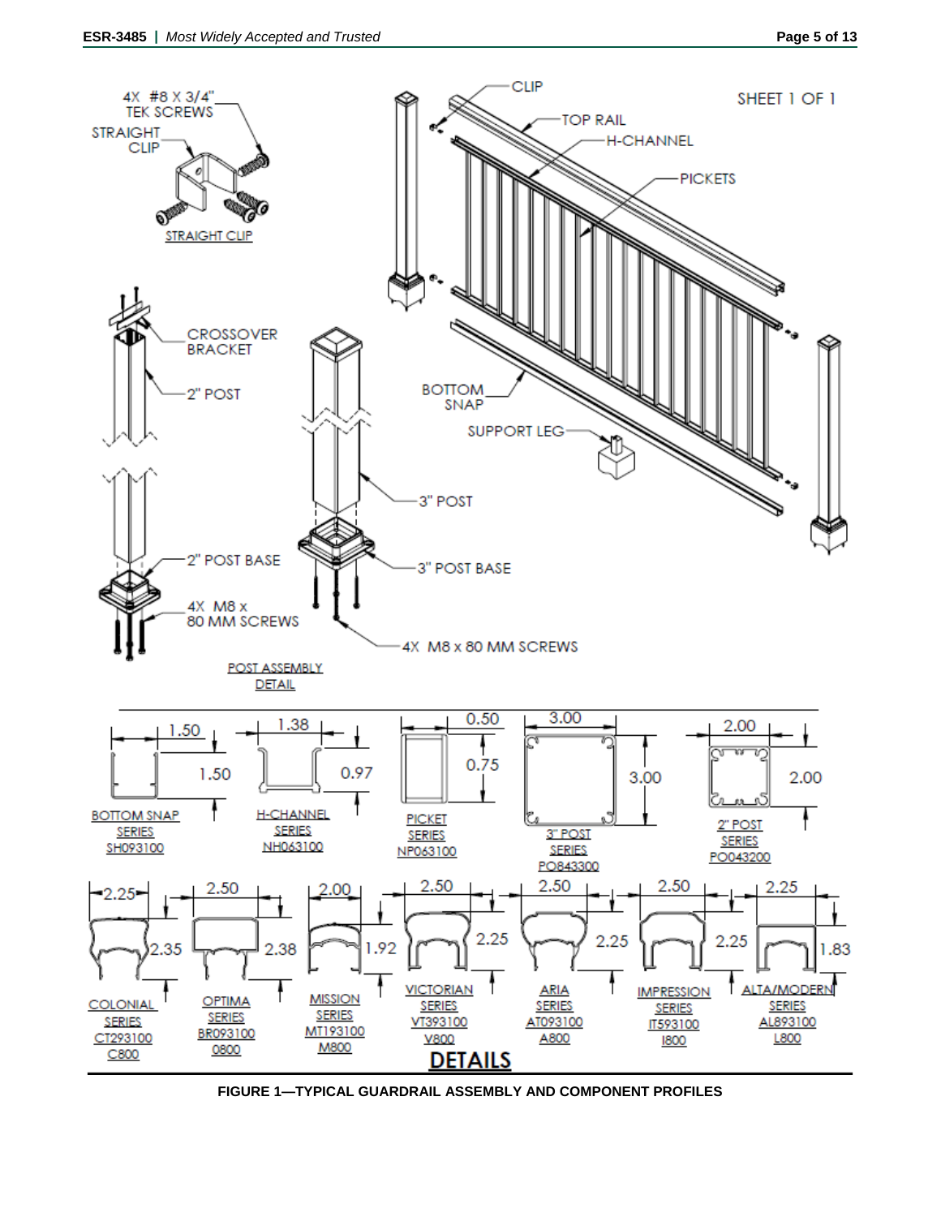FIGURE 1—TYPICAL GUARDRAIL ASSEMBLY AND COMPONENT PROFILES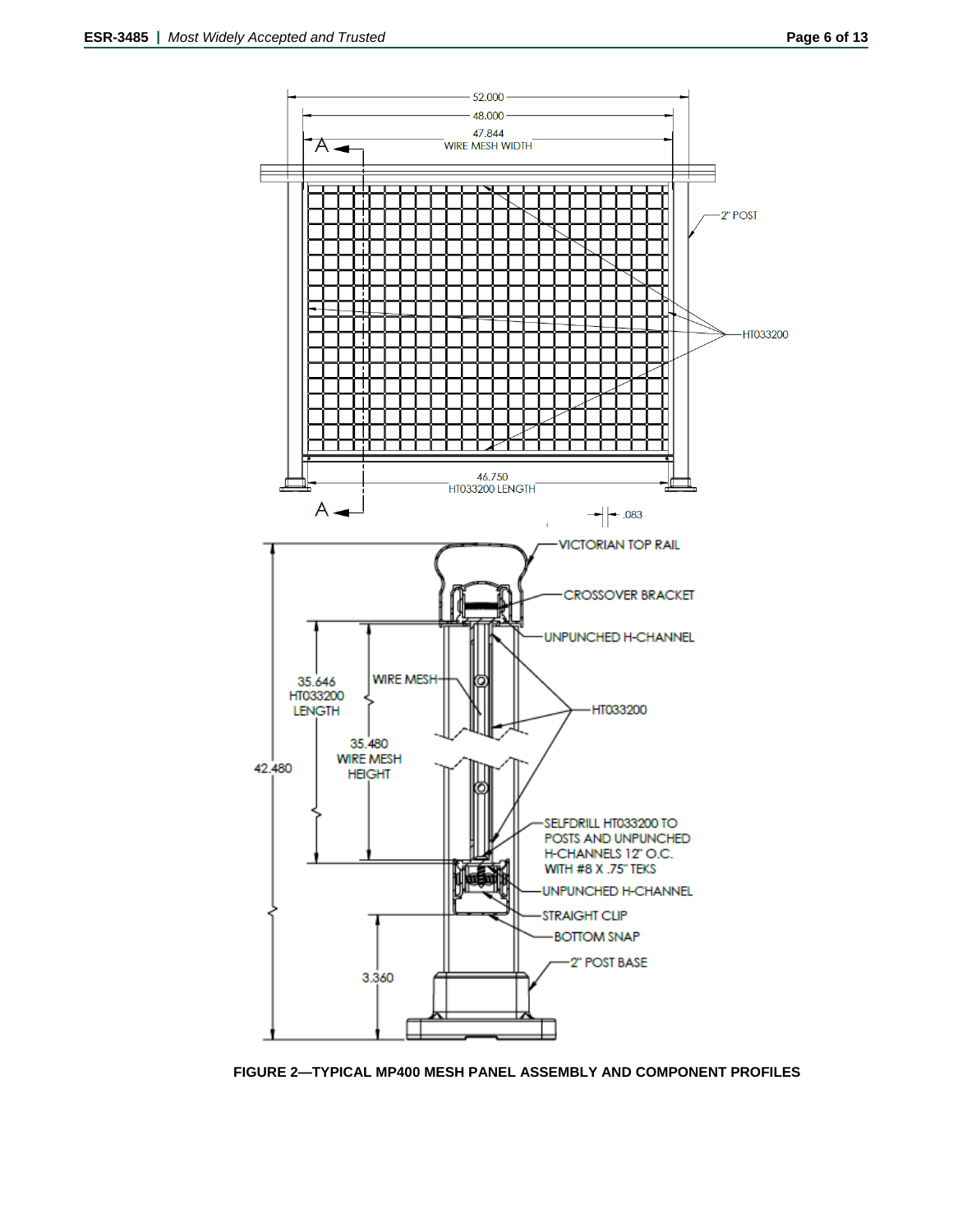FIGURE 2—TYPICAL MP400 MESH PANEL ASSEMBLY AND COMPONENT PROFILES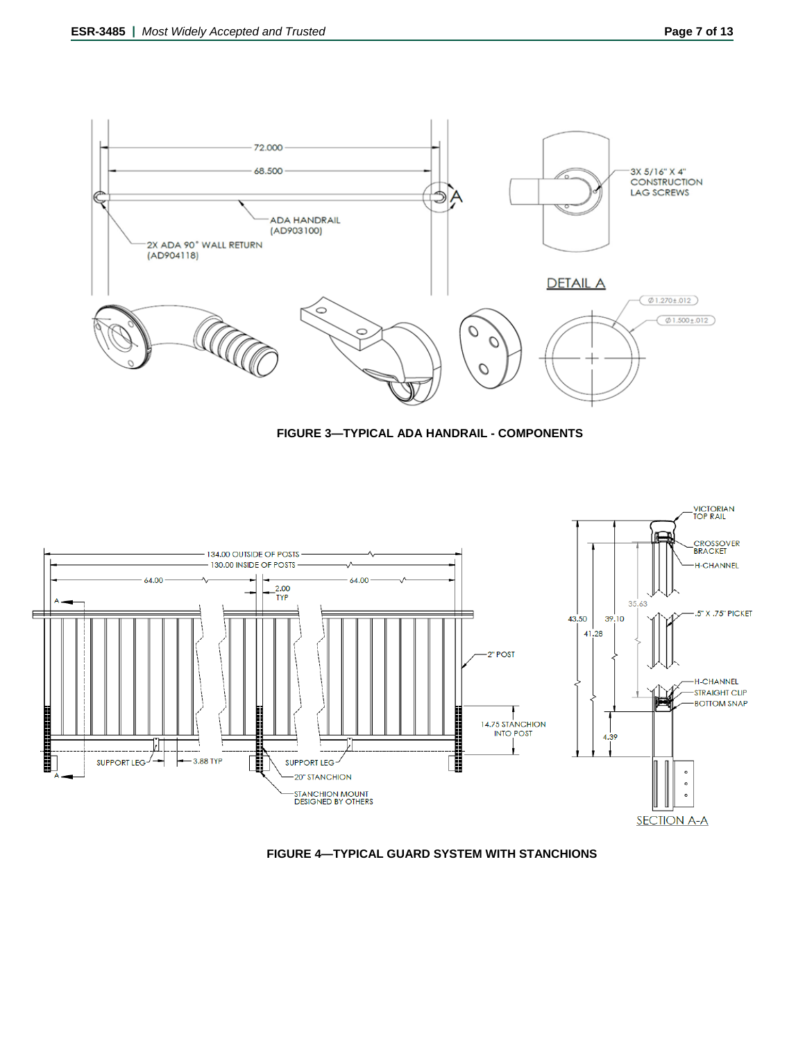FIGURE 3—TYPICAL ADA HANDRAIL - COMPONENTS

FIGURE 4—TYPICAL GUARD SYSTEM WITH STANCHIONS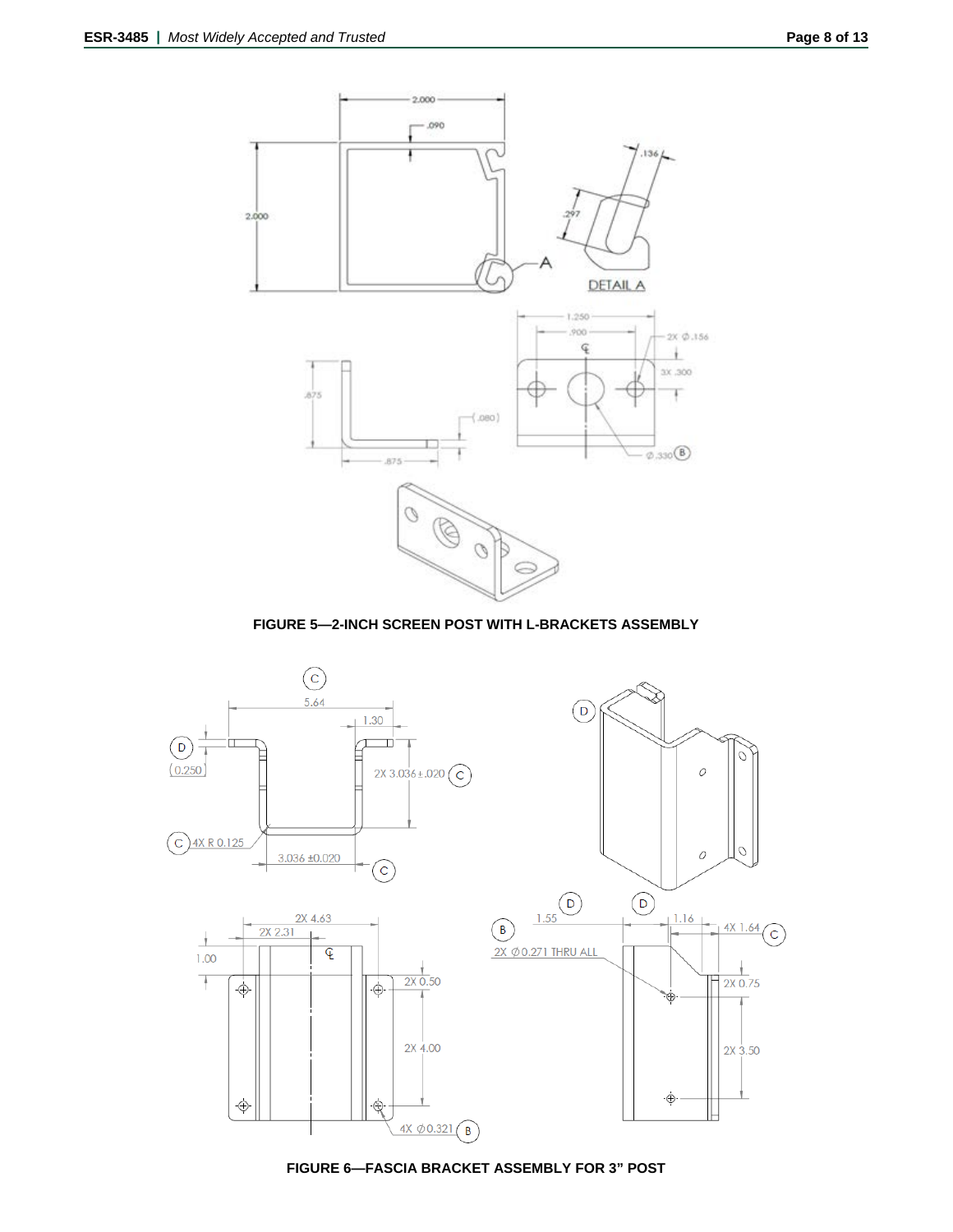FIGURE 5—2-INCH SCREEN POST WITH L-BRACKETS ASSEMBLY

FIGURE 6—FASCIA BRACKET ASSEMBLY FOR 3" POST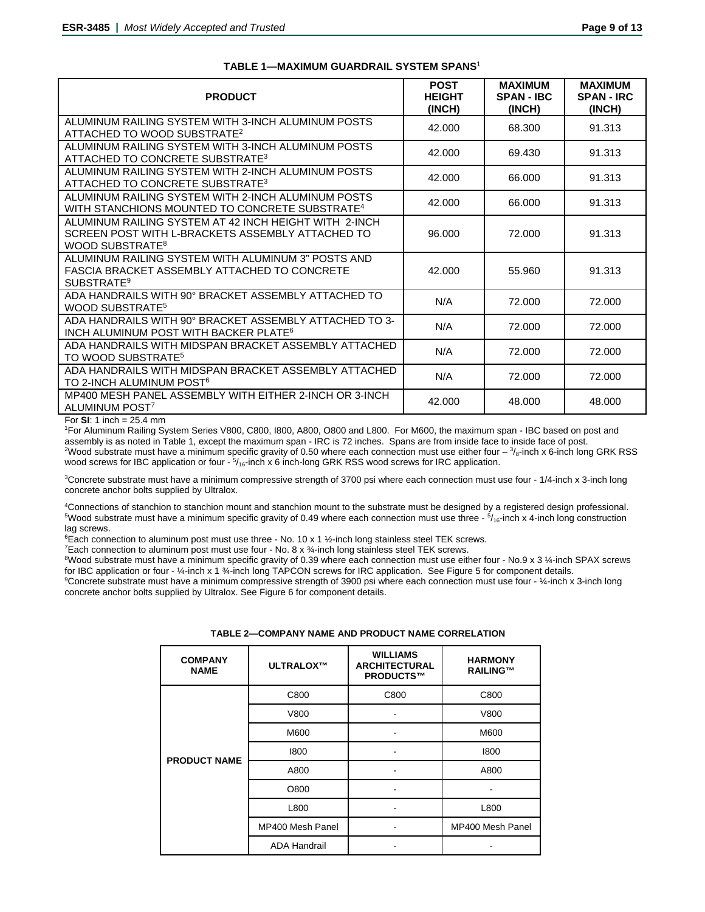**TABLE 1—MAXIMUM GUARDRAIL SYSTEM SPANS**[1]

| PRODUCT | POST HEIGHT (INCH) | MAXIMUM SPAN - IBC (INCH) | MAXIMUM SPAN - IRC (INCH) |
|---|---|---|---|
| ALUMINUM RAILING SYSTEM WITH 3-INCH ALUMINUM POSTS ATTACHED TO WOOD SUBSTRATE[2] | 42.000 | 68.300 | 91.313 |
| ALUMINUM RAILING SYSTEM WITH 3-INCH ALUMINUM POSTS ATTACHED TO CONCRETE SUBSTRATE[3] | 42.000 | 69.430 | 91.313 |
| ALUMINUM RAILING SYSTEM WITH 2-INCH ALUMINUM POSTS ATTACHED TO CONCRETE SUBSTRATE[3] | 42.000 | 66.000 | 91.313 |
| ALUMINUM RAILING SYSTEM WITH 2-INCH ALUMINUM POSTS WITH STANCHIONS MOUNTED TO CONCRETE SUBSTRATE[4] | 42.000 | 66.000 | 91.313 |
| ALUMINUM RAILING SYSTEM AT 42 INCH HEIGHT WITH 2-INCH SCREEN POST WITH L-BRACKETS ASSEMBLY ATTACHED TO WOOD SUBSTRATE[8] | 96.000 | 72.000 | 91.313 |
| ALUMINUM RAILING SYSTEM WITH ALUMINUM 3" POSTS AND FASCIA BRACKET ASSEMBLY ATTACHED TO CONCRETE SUBSTRATE[9] | 42.000 | 55.960 | 91.313 |
| ADA HANDRAILS WITH 90° BRACKET ASSEMBLY ATTACHED TO WOOD SUBSTRATE[5] | N/A | 72.000 | 72.000 |
| ADA HANDRAILS WITH 90° BRACKET ASSEMBLY ATTACHED TO 3-INCH ALUMINUM POST WITH BACKER PLATE[6] | N/A | 72.000 | 72.000 |
| ADA HANDRAILS WITH MIDSPAN BRACKET ASSEMBLY ATTACHED TO WOOD SUBSTRATE[5] | N/A | 72.000 | 72.000 |
| ADA HANDRAILS WITH MIDSPAN BRACKET ASSEMBLY ATTACHED TO 2-INCH ALUMINUM POST[6] | N/A | 72.000 | 72.000 |
| MP400 MESH PANEL ASSEMBLY WITH EITHER 2-INCH OR 3-INCH ALUMINUM POST[7] | 42.000 | 48.000 | 48.000 |

For **SI**: 1 inch = 25.4 mm

[1]For Aluminum Railing System Series V800, C800, I800, A800, O800 and L800. For M600, the maximum span - IBC based on post and assembly is as noted in Table 1, except the maximum span - IRC is 72 inches. Spans are from inside face to inside face of post.

[2]Wood substrate must have a minimum specific gravity of 0.50 where each connection must use either four – $^{3}/_{8}$-inch x 6-inch long GRK RSS wood screws for IBC application or four - $^{5}/_{16}$-inch x 6 inch-long GRK RSS wood screws for IRC application.

[3]Concrete substrate must have a minimum compressive strength of 3700 psi where each connection must use four - 1/4-inch x 3-inch long concrete anchor bolts supplied by Ultralox.

[4]Connections of stanchion to stanchion mount and stanchion mount to the substrate must be designed by a registered design professional.

[5]Wood substrate must have a minimum specific gravity of 0.49 where each connection must use three - $^{5}/_{16}$-inch x 4-inch long construction lag screws.

[6]Each connection to aluminum post must use three - No. 10 x 1 ½-inch long stainless steel TEK screws.

[7]Each connection to aluminum post must use four - No. 8 x ¾-inch long stainless steel TEK screws.

[8]Wood substrate must have a minimum specific gravity of 0.39 where each connection must use either four - No.9 x 3 ¼-inch SPAX screws for IBC application or four - ¼-inch x 1 ¾-inch long TAPCON screws for IRC application. See Figure 5 for component details.

[9]Concrete substrate must have a minimum compressive strength of 3900 psi where each connection must use four - ¼-inch x 3-inch long concrete anchor bolts supplied by Ultralox. See Figure 6 for component details.

**TABLE 2—COMPANY NAME AND PRODUCT NAME CORRELATION**

| COMPANY NAME | ULTRALOX™ | WILLIAMS ARCHITECTURAL PRODUCTS™ | HARMONY RAILING™ |
|---|---|---|---|
| PRODUCT NAME | C800 | C800 | C800 |
| | V800 | - | V800 |
| | M600 | - | M600 |
| | I800 | - | I800 |
| | A800 | - | A800 |
| | O800 | - | - |
| | L800 | - | L800 |
| | MP400 Mesh Panel | - | MP400 Mesh Panel |
| | ADA Handrail | - | - |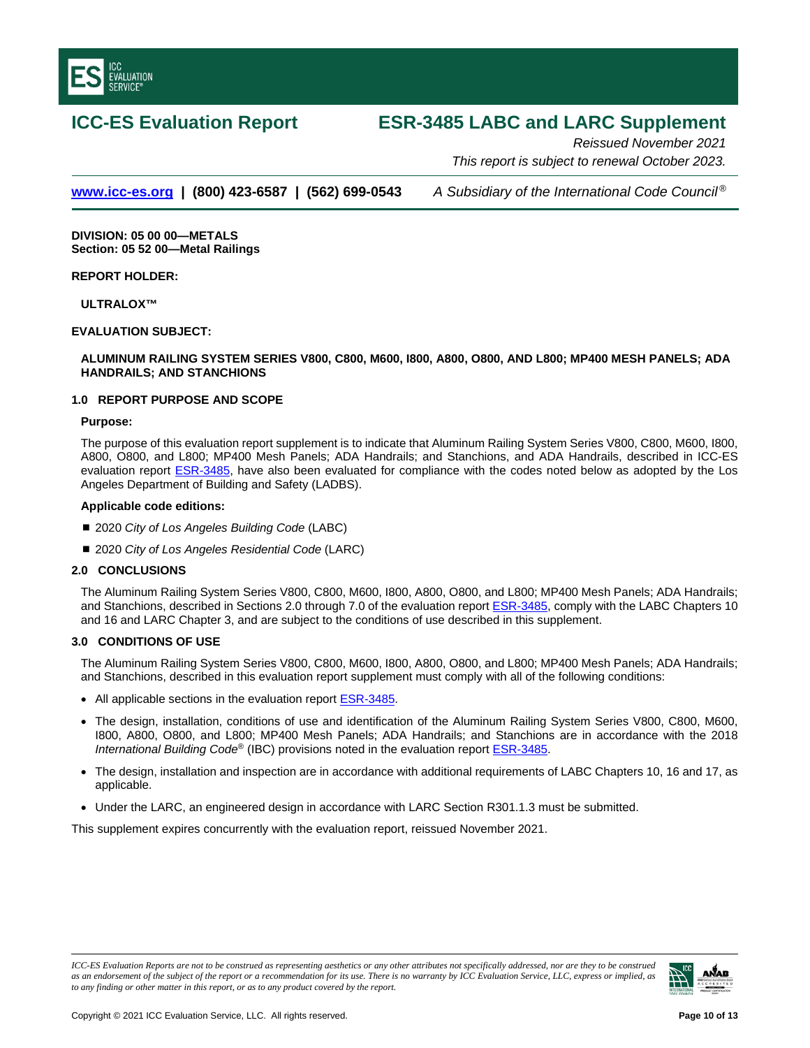# ICC-ES Evaluation Report

# ESR-3485 LABC and LARC Supplement

*Reissued November 2021*

*This report is subject to renewal October 2023.*

www.icc-es.org | (800) 423-6587 | (562) 699-0543 *A Subsidiary of the International Code Council®*

**DIVISION: 05 00 00—METALS**
**Section: 05 52 00—Metal Railings**

**REPORT HOLDER:**

**ULTRALOX™**

**EVALUATION SUBJECT:**

**ALUMINUM RAILING SYSTEM SERIES V800, C800, M600, I800, A800, O800, AND L800; MP400 MESH PANELS; ADA HANDRAILS; AND STANCHIONS**

## 1.0 REPORT PURPOSE AND SCOPE

### Purpose:

The purpose of this evaluation report supplement is to indicate that Aluminum Railing System Series V800, C800, M600, I800, A800, O800, and L800; MP400 Mesh Panels; ADA Handrails; and Stanchions, and ADA Handrails, described in ICC-ES evaluation report ESR-3485, have also been evaluated for compliance with the codes noted below as adopted by the Los Angeles Department of Building and Safety (LADBS).

### Applicable code editions:

- 2020 *City of Los Angeles Building Code* (LABC)
- 2020 *City of Los Angeles Residential Code* (LARC)

## 2.0 CONCLUSIONS

The Aluminum Railing System Series V800, C800, M600, I800, A800, O800, and L800; MP400 Mesh Panels; ADA Handrails; and Stanchions, described in Sections 2.0 through 7.0 of the evaluation report ESR-3485, comply with the LABC Chapters 10 and 16 and LARC Chapter 3, and are subject to the conditions of use described in this supplement.

## 3.0 CONDITIONS OF USE

The Aluminum Railing System Series V800, C800, M600, I800, A800, O800, and L800; MP400 Mesh Panels; ADA Handrails; and Stanchions, described in this evaluation report supplement must comply with all of the following conditions:

- All applicable sections in the evaluation report ESR-3485.
- The design, installation, conditions of use and identification of the Aluminum Railing System Series V800, C800, M600, I800, A800, O800, and L800; MP400 Mesh Panels; ADA Handrails; and Stanchions are in accordance with the 2018 *International Building Code®* (IBC) provisions noted in the evaluation report ESR-3485.
- The design, installation and inspection are in accordance with additional requirements of LABC Chapters 10, 16 and 17, as applicable.
- Under the LARC, an engineered design in accordance with LARC Section R301.1.3 must be submitted.

This supplement expires concurrently with the evaluation report, reissued November 2021.

*ICC-ES Evaluation Reports are not to be construed as representing aesthetics or any other attributes not specifically addressed, nor are they to be construed as an endorsement of the subject of the report or a recommendation for its use. There is no warranty by ICC Evaluation Service, LLC, express or implied, as to any finding or other matter in this report, or as to any product covered by the report.*

Copyright © 2021 ICC Evaluation Service, LLC. All rights reserved.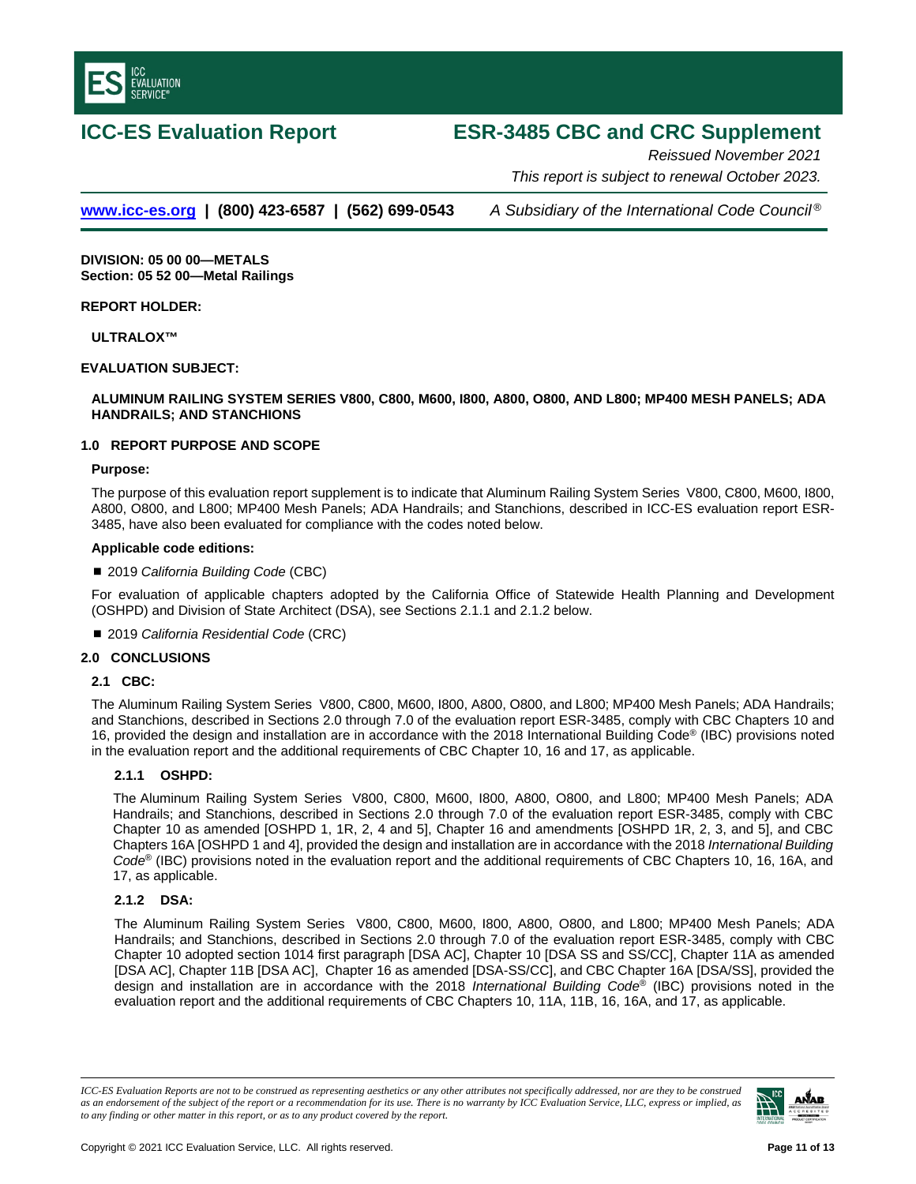# ICC-ES Evaluation Report

# ESR-3485 CBC and CRC Supplement

*Reissued November 2021*

*This report is subject to renewal October 2023.*

www.icc-es.org | (800) 423-6587 | (562) 699-0543 *A Subsidiary of the International Code Council®*

**DIVISION: 05 00 00—METALS**
**Section: 05 52 00—Metal Railings**

**REPORT HOLDER:**

**ULTRALOX™**

**EVALUATION SUBJECT:**

**ALUMINUM RAILING SYSTEM SERIES V800, C800, M600, I800, A800, O800, AND L800; MP400 MESH PANELS; ADA HANDRAILS; AND STANCHIONS**

## 1.0 REPORT PURPOSE AND SCOPE

**Purpose:**

The purpose of this evaluation report supplement is to indicate that Aluminum Railing System Series V800, C800, M600, I800, A800, O800, and L800; MP400 Mesh Panels; ADA Handrails; and Stanchions, described in ICC-ES evaluation report ESR-3485, have also been evaluated for compliance with the codes noted below.

**Applicable code editions:**

- 2019 *California Building Code* (CBC)

For evaluation of applicable chapters adopted by the California Office of Statewide Health Planning and Development (OSHPD) and Division of State Architect (DSA), see Sections 2.1.1 and 2.1.2 below.

- 2019 *California Residential Code* (CRC)

## 2.0 CONCLUSIONS

### 2.1 CBC:

The Aluminum Railing System Series V800, C800, M600, I800, A800, O800, and L800; MP400 Mesh Panels; ADA Handrails; and Stanchions, described in Sections 2.0 through 7.0 of the evaluation report ESR-3485, comply with CBC Chapters 10 and 16, provided the design and installation are in accordance with the 2018 International Building Code® (IBC) provisions noted in the evaluation report and the additional requirements of CBC Chapter 10, 16 and 17, as applicable.

#### 2.1.1 OSHPD:

The Aluminum Railing System Series V800, C800, M600, I800, A800, O800, and L800; MP400 Mesh Panels; ADA Handrails; and Stanchions, described in Sections 2.0 through 7.0 of the evaluation report ESR-3485, comply with CBC Chapter 10 as amended [OSHPD 1, 1R, 2, 4 and 5], Chapter 16 and amendments [OSHPD 1R, 2, 3, and 5], and CBC Chapters 16A [OSHPD 1 and 4], provided the design and installation are in accordance with the 2018 *International Building Code*® (IBC) provisions noted in the evaluation report and the additional requirements of CBC Chapters 10, 16, 16A, and 17, as applicable.

#### 2.1.2 DSA:

The Aluminum Railing System Series V800, C800, M600, I800, A800, O800, and L800; MP400 Mesh Panels; ADA Handrails; and Stanchions, described in Sections 2.0 through 7.0 of the evaluation report ESR-3485, comply with CBC Chapter 10 adopted section 1014 first paragraph [DSA AC], Chapter 10 [DSA SS and SS/CC], Chapter 11A as amended [DSA AC], Chapter 11B [DSA AC], Chapter 16 as amended [DSA-SS/CC], and CBC Chapter 16A [DSA/SS], provided the design and installation are in accordance with the 2018 *International Building Code*® (IBC) provisions noted in the evaluation report and the additional requirements of CBC Chapters 10, 11A, 11B, 16, 16A, and 17, as applicable.

*ICC-ES Evaluation Reports are not to be construed as representing aesthetics or any other attributes not specifically addressed, nor are they to be construed as an endorsement of the subject of the report or a recommendation for its use. There is no warranty by ICC Evaluation Service, LLC, express or implied, as to any finding or other matter in this report, or as to any product covered by the report.*

Copyright © 2021 ICC Evaluation Service, LLC. All rights reserved.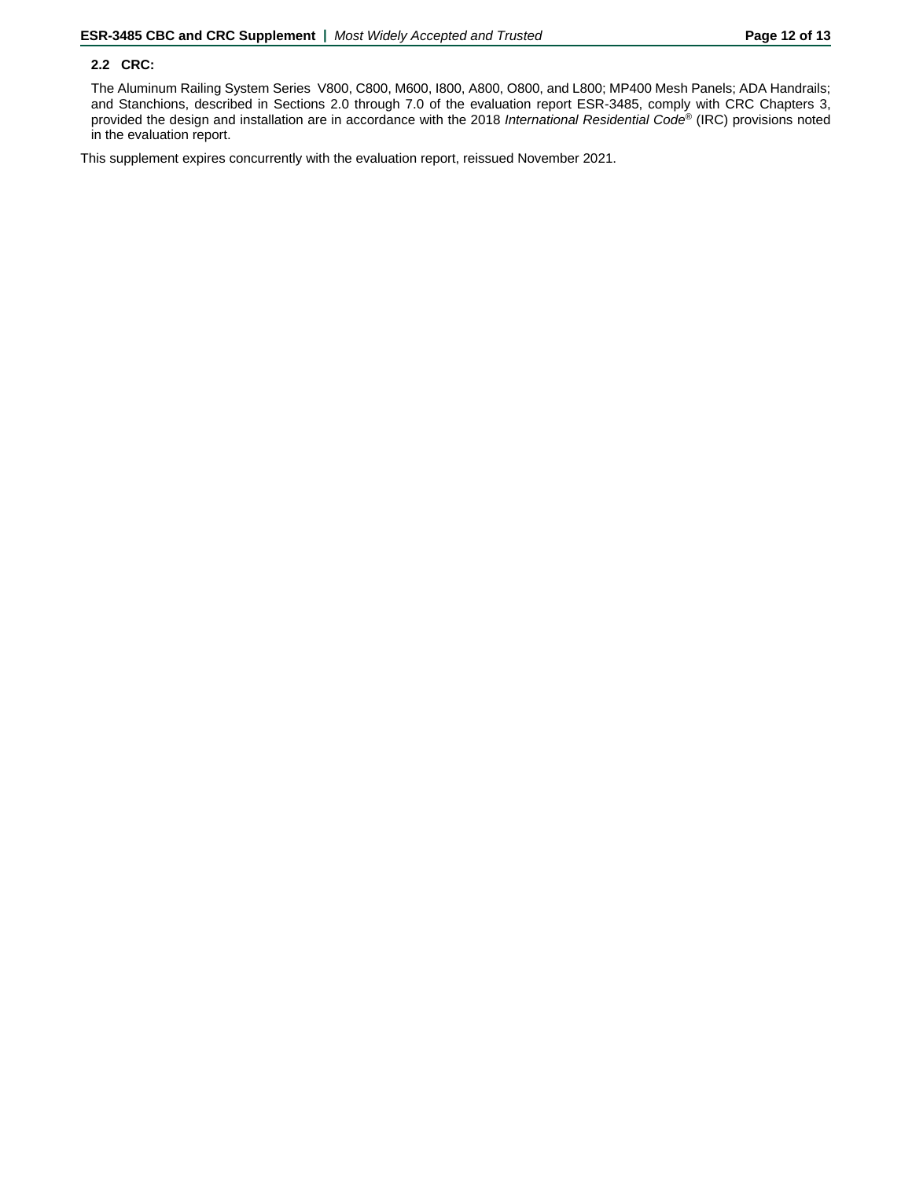### 2.2 CRC:

The Aluminum Railing System Series V800, C800, M600, I800, A800, O800, and L800; MP400 Mesh Panels; ADA Handrails; and Stanchions, described in Sections 2.0 through 7.0 of the evaluation report ESR-3485, comply with CRC Chapters 3, provided the design and installation are in accordance with the 2018 *International Residential Code*® (IRC) provisions noted in the evaluation report.

This supplement expires concurrently with the evaluation report, reissued November 2021.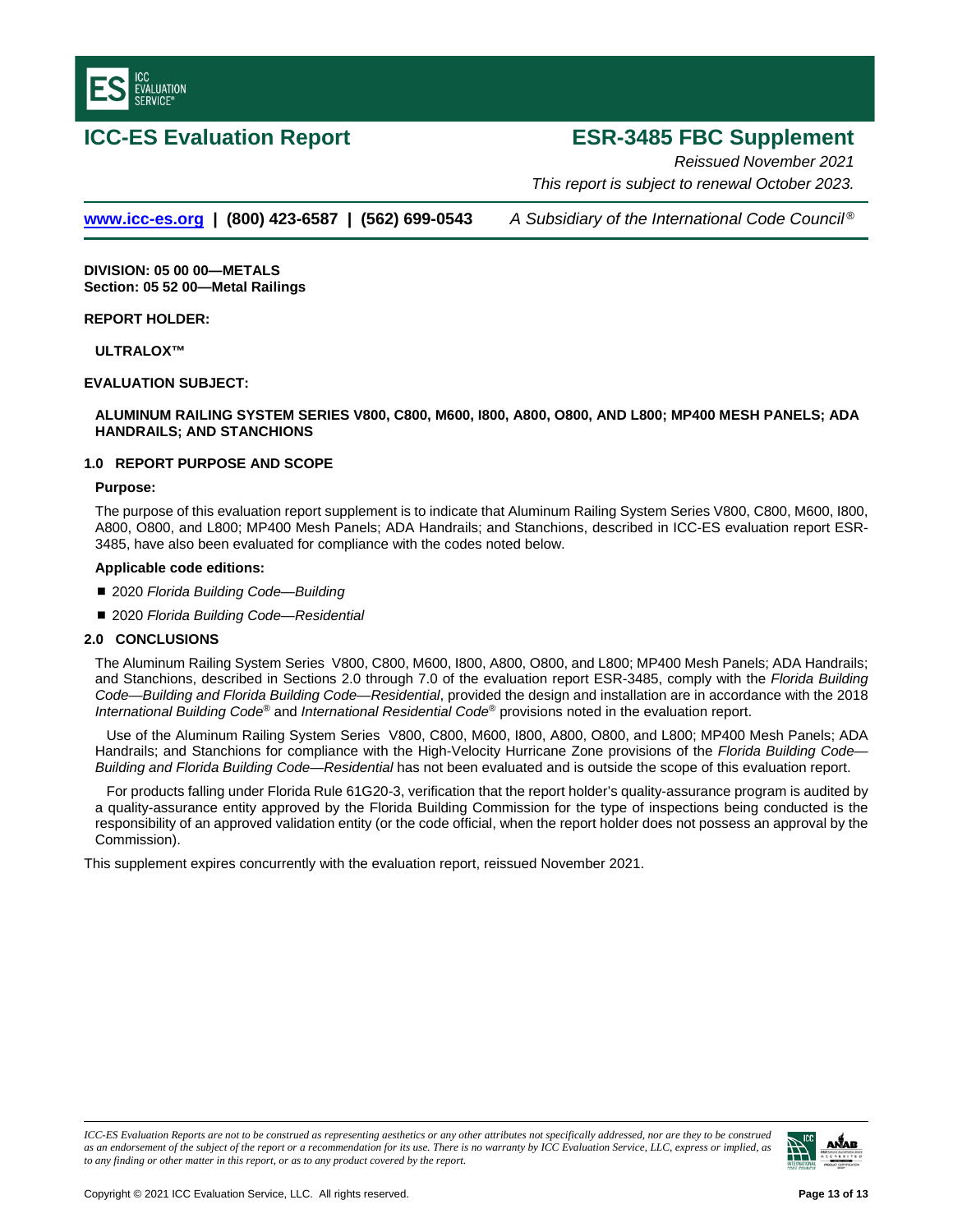# ICC-ES Evaluation Report

# ESR-3485 FBC Supplement

*Reissued November 2021*

*This report is subject to renewal October 2023.*

www.icc-es.org | (800) 423-6587 | (562) 699-0543 *A Subsidiary of the International Code Council®*

**DIVISION: 05 00 00—METALS**
**Section: 05 52 00—Metal Railings**

**REPORT HOLDER:**

**ULTRALOX™**

**EVALUATION SUBJECT:**

**ALUMINUM RAILING SYSTEM SERIES V800, C800, M600, I800, A800, O800, AND L800; MP400 MESH PANELS; ADA HANDRAILS; AND STANCHIONS**

## 1.0 REPORT PURPOSE AND SCOPE

**Purpose:**

The purpose of this evaluation report supplement is to indicate that Aluminum Railing System Series V800, C800, M600, I800, A800, O800, and L800; MP400 Mesh Panels; ADA Handrails; and Stanchions, described in ICC-ES evaluation report ESR-3485, have also been evaluated for compliance with the codes noted below.

**Applicable code editions:**

- 2020 *Florida Building Code—Building*
- 2020 *Florida Building Code—Residential*

## 2.0 CONCLUSIONS

The Aluminum Railing System Series V800, C800, M600, I800, A800, O800, and L800; MP400 Mesh Panels; ADA Handrails; and Stanchions, described in Sections 2.0 through 7.0 of the evaluation report ESR-3485, comply with the *Florida Building Code—Building and Florida Building Code—Residential*, provided the design and installation are in accordance with the 2018 *International Building Code*® and *International Residential Code*® provisions noted in the evaluation report.

Use of the Aluminum Railing System Series V800, C800, M600, I800, A800, O800, and L800; MP400 Mesh Panels; ADA Handrails; and Stanchions for compliance with the High-Velocity Hurricane Zone provisions of the *Florida Building Code—Building and Florida Building Code—Residential* has not been evaluated and is outside the scope of this evaluation report.

For products falling under Florida Rule 61G20-3, verification that the report holder's quality-assurance program is audited by a quality-assurance entity approved by the Florida Building Commission for the type of inspections being conducted is the responsibility of an approved validation entity (or the code official, when the report holder does not possess an approval by the Commission).

This supplement expires concurrently with the evaluation report, reissued November 2021.

*ICC-ES Evaluation Reports are not to be construed as representing aesthetics or any other attributes not specifically addressed, nor are they to be construed as an endorsement of the subject of the report or a recommendation for its use. There is no warranty by ICC Evaluation Service, LLC, express or implied, as to any finding or other matter in this report, or as to any product covered by the report.*

Copyright © 2021 ICC Evaluation Service, LLC. All rights reserved.